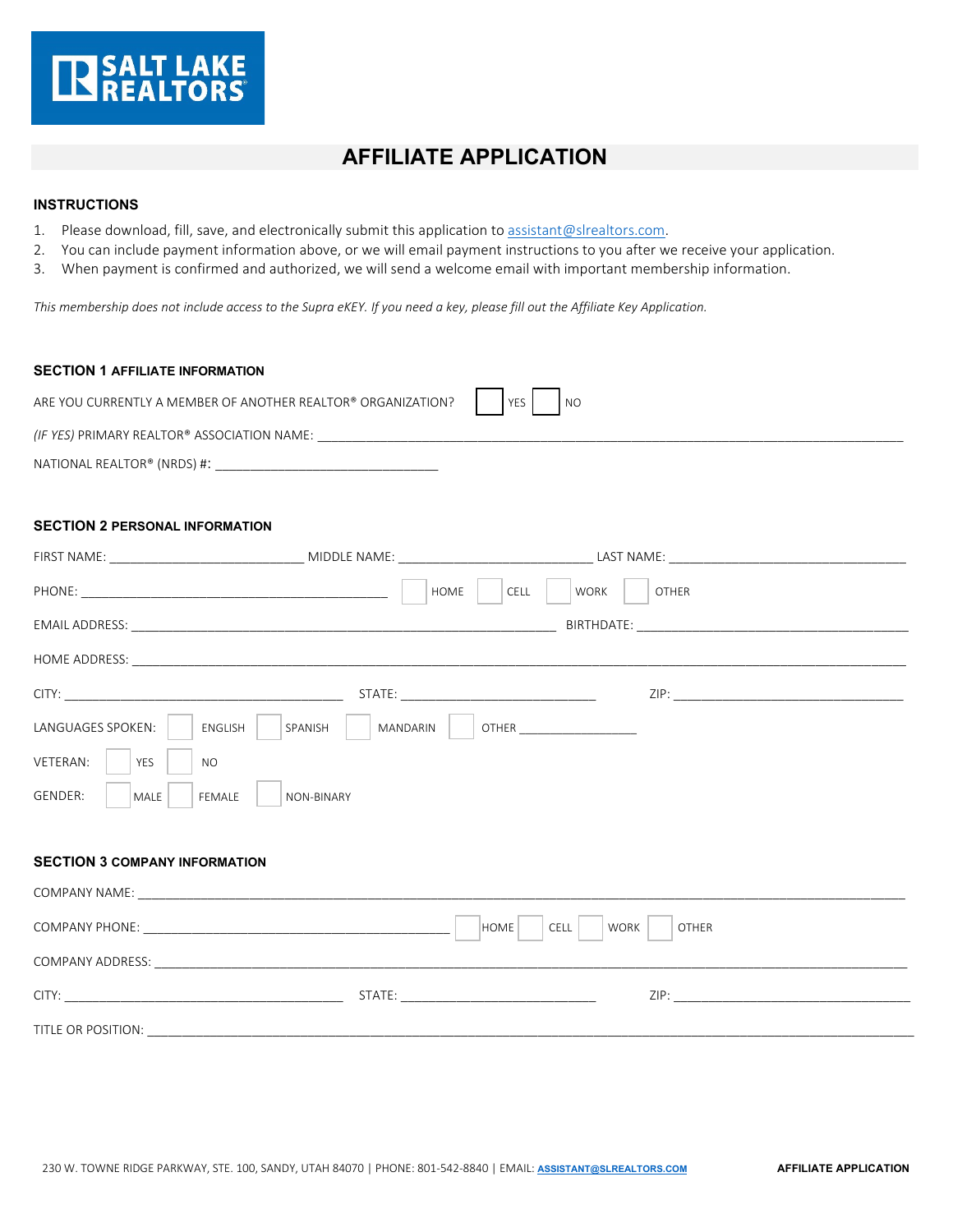SALT LAKE REALTORS®

# AFFILIATE APPLICATION

## INSTRUCTIONS

1. Please download, fill, save, and electronically submit this application to assistant@slrealtors.com.
2. You can include payment information above, or we will email payment instructions to you after we receive your application.
3. When payment is confirmed and authorized, we will send a welcome email with important membership information.

*This membership does not include access to the Supra eKEY. If you need a key, please fill out the Affiliate Key Application.*

## SECTION 1 AFFILIATE INFORMATION

ARE YOU CURRENTLY A MEMBER OF ANOTHER REALTOR® ORGANIZATION? ☐ YES ☐ NO

*(IF YES)* PRIMARY REALTOR® ASSOCIATION NAME: ______________________________

NATIONAL REALTOR® (NRDS) #: ______________________________

## SECTION 2 PERSONAL INFORMATION

FIRST NAME: ____________________ MIDDLE NAME: ____________________ LAST NAME: ____________________

PHONE: ______________________________ ☐ HOME ☐ CELL ☐ WORK ☐ OTHER

EMAIL ADDRESS: ______________________________ BIRTHDATE: ______________________________

HOME ADDRESS: ______________________________

CITY: ____________________ STATE: ____________________ ZIP: ____________________

LANGUAGES SPOKEN: ☐ ENGLISH ☐ SPANISH ☐ MANDARIN ☐ OTHER ____________

VETERAN: ☐ YES ☐ NO

GENDER: ☐ MALE ☐ FEMALE ☐ NON-BINARY

## SECTION 3 COMPANY INFORMATION

COMPANY NAME: ______________________________

COMPANY PHONE: ______________________________ ☐ HOME ☐ CELL ☐ WORK ☐ OTHER

COMPANY ADDRESS: ______________________________

CITY: ____________________ STATE: ____________________ ZIP: ____________________

TITLE OR POSITION: ______________________________

230 W. TOWNE RIDGE PARKWAY, STE. 100, SANDY, UTAH 84070 | PHONE: 801-542-8840 | EMAIL: ASSISTANT@SLREALTORS.COM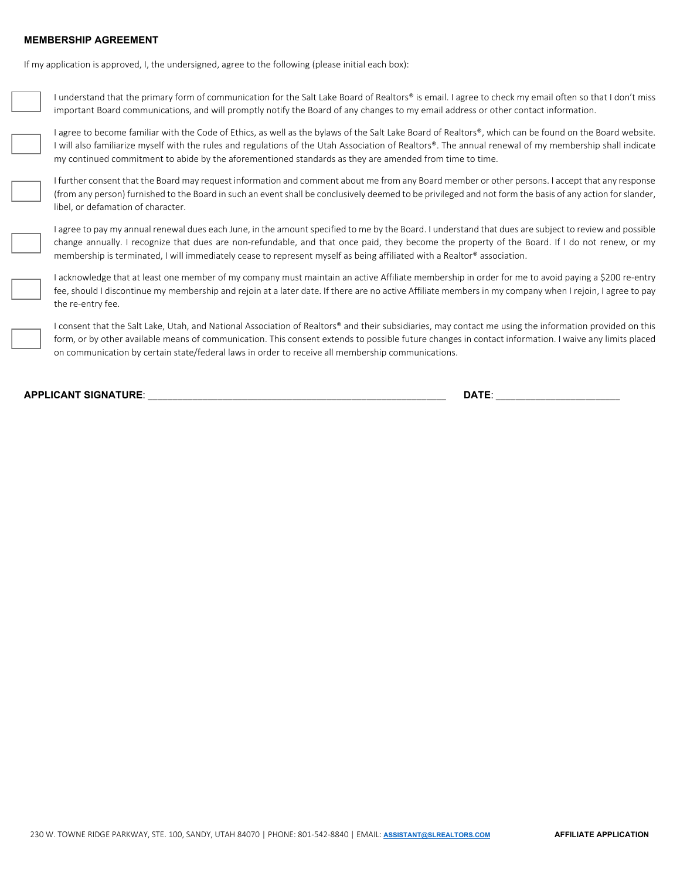**MEMBERSHIP AGREEMENT**

If my application is approved, I, the undersigned, agree to the following (please initial each box):

- [ ] I understand that the primary form of communication for the Salt Lake Board of Realtors® is email. I agree to check my email often so that I don't miss important Board communications, and will promptly notify the Board of any changes to my email address or other contact information.

- [ ] I agree to become familiar with the Code of Ethics, as well as the bylaws of the Salt Lake Board of Realtors®, which can be found on the Board website. I will also familiarize myself with the rules and regulations of the Utah Association of Realtors®. The annual renewal of my membership shall indicate my continued commitment to abide by the aforementioned standards as they are amended from time to time.

- [ ] I further consent that the Board may request information and comment about me from any Board member or other persons. I accept that any response (from any person) furnished to the Board in such an event shall be conclusively deemed to be privileged and not form the basis of any action for slander, libel, or defamation of character.

- [ ] I agree to pay my annual renewal dues each June, in the amount specified to me by the Board. I understand that dues are subject to review and possible change annually. I recognize that dues are non-refundable, and that once paid, they become the property of the Board. If I do not renew, or my membership is terminated, I will immediately cease to represent myself as being affiliated with a Realtor® association.

- [ ] I acknowledge that at least one member of my company must maintain an active Affiliate membership in order for me to avoid paying a $200 re-entry fee, should I discontinue my membership and rejoin at a later date. If there are no active Affiliate members in my company when I rejoin, I agree to pay the re-entry fee.

- [ ] I consent that the Salt Lake, Utah, and National Association of Realtors® and their subsidiaries, may contact me using the information provided on this form, or by other available means of communication. This consent extends to possible future changes in contact information. I waive any limits placed on communication by certain state/federal laws in order to receive all membership communications.

**APPLICANT SIGNATURE**: ________________________________________________ **DATE**: ____________________